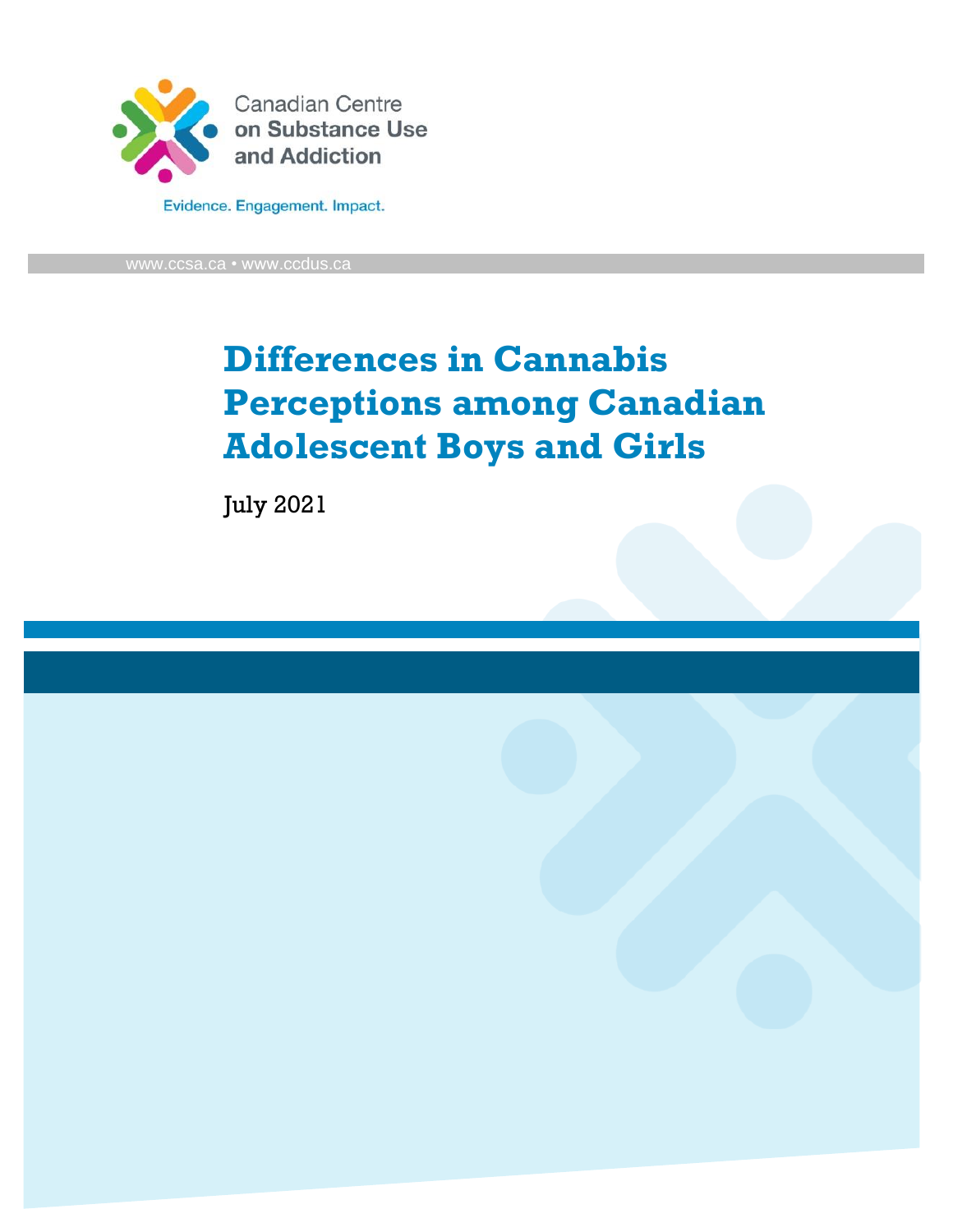Canadian Centre on Substance Use and Addiction

Evidence. Engagement. Impact.

www.ccsa.ca • www.ccdus.ca

# Differences in Cannabis Perceptions among Canadian Adolescent Boys and Girls

July 2021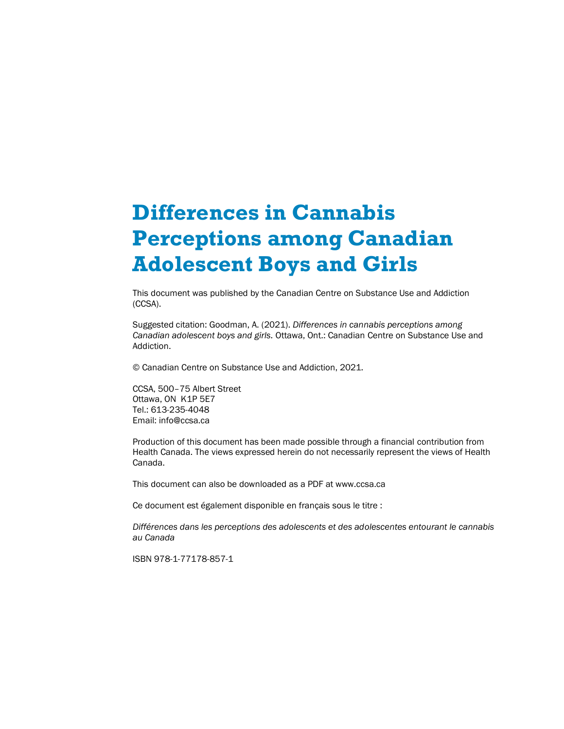# Differences in Cannabis Perceptions among Canadian Adolescent Boys and Girls

This document was published by the Canadian Centre on Substance Use and Addiction (CCSA).

Suggested citation: Goodman, A. (2021). *Differences in cannabis perceptions among Canadian adolescent boys and girls.* Ottawa, Ont.: Canadian Centre on Substance Use and Addiction.

© Canadian Centre on Substance Use and Addiction, 2021.

CCSA, 500–75 Albert Street
Ottawa, ON K1P 5E7
Tel.: 613-235-4048
Email: info@ccsa.ca

Production of this document has been made possible through a financial contribution from Health Canada. The views expressed herein do not necessarily represent the views of Health Canada.

This document can also be downloaded as a PDF at www.ccsa.ca

Ce document est également disponible en français sous le titre :

*Différences dans les perceptions des adolescents et des adolescentes entourant le cannabis au Canada*

ISBN 978-1-77178-857-1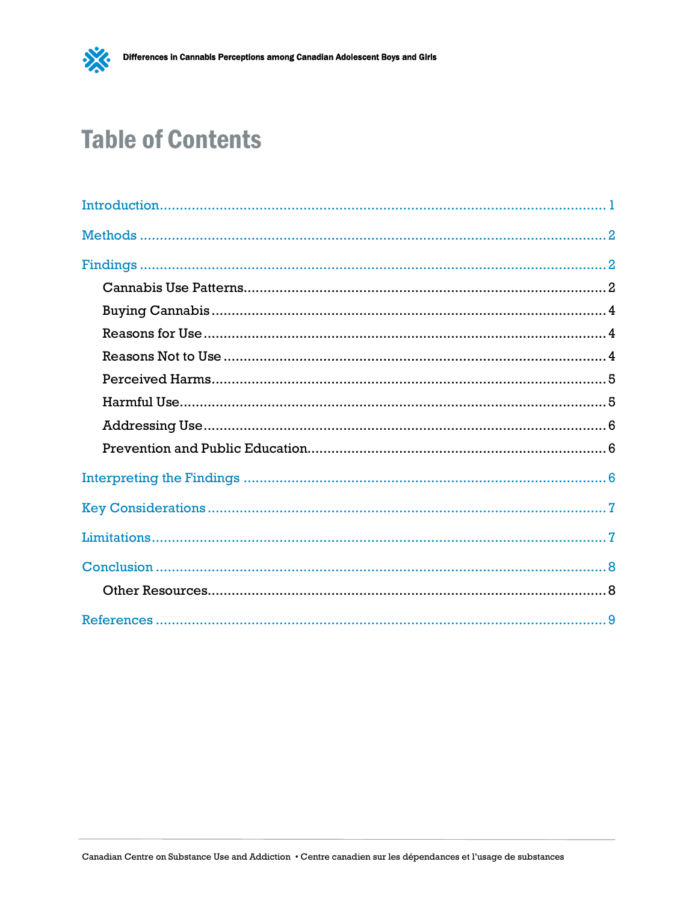# Table of Contents

Introduction ........................................................................................................ 1

Methods ........................................................................................................ 2

Findings ........................................................................................................ 2

- Cannabis Use Patterns ........................................................................................................ 2
- Buying Cannabis ........................................................................................................ 4
- Reasons for Use ........................................................................................................ 4
- Reasons Not to Use ........................................................................................................ 4
- Perceived Harms ........................................................................................................ 5
- Harmful Use ........................................................................................................ 5
- Addressing Use ........................................................................................................ 6
- Prevention and Public Education ........................................................................................................ 6

Interpreting the Findings ........................................................................................................ 6

Key Considerations ........................................................................................................ 7

Limitations ........................................................................................................ 7

Conclusion ........................................................................................................ 8

- Other Resources ........................................................................................................ 8

References ........................................................................................................ 9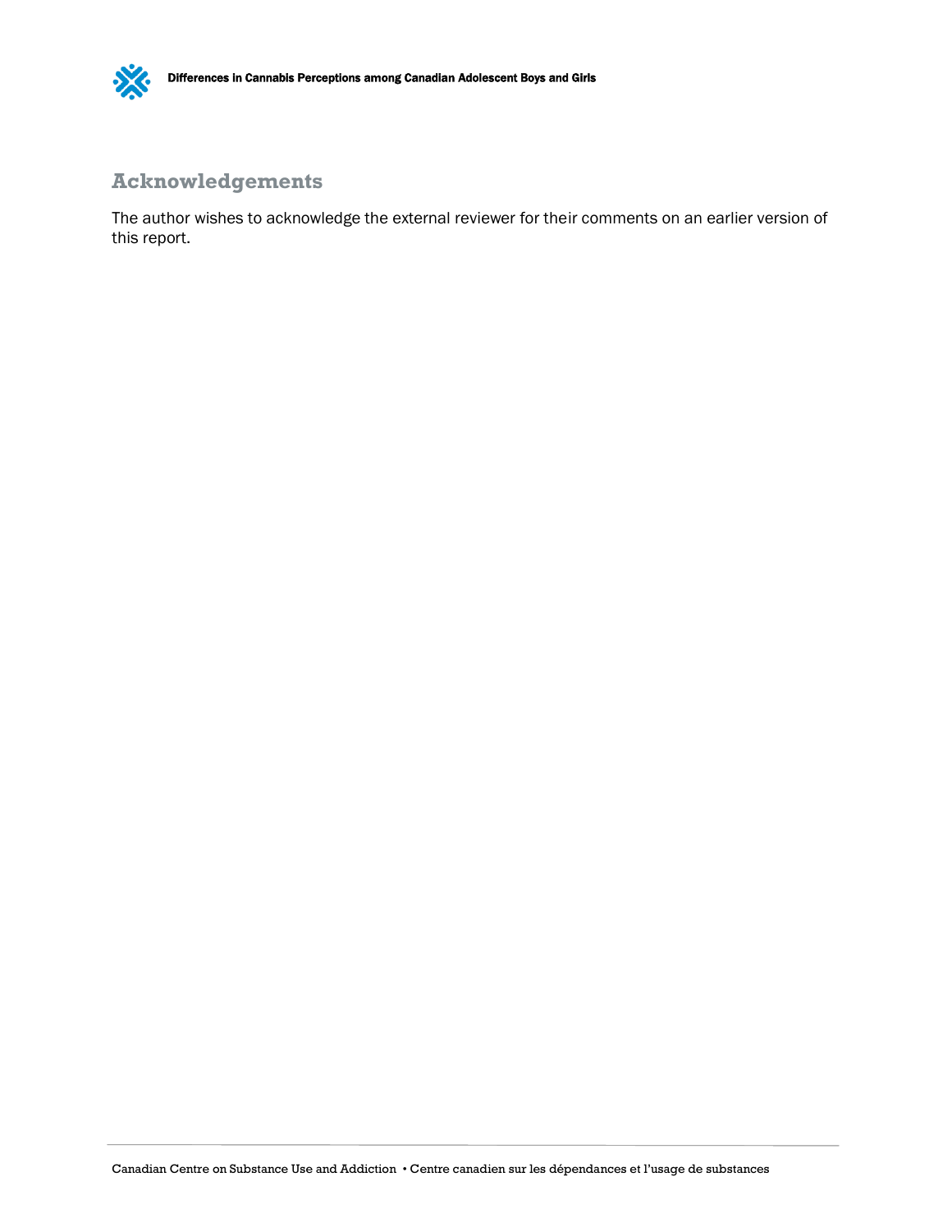## Acknowledgements

The author wishes to acknowledge the external reviewer for their comments on an earlier version of this report.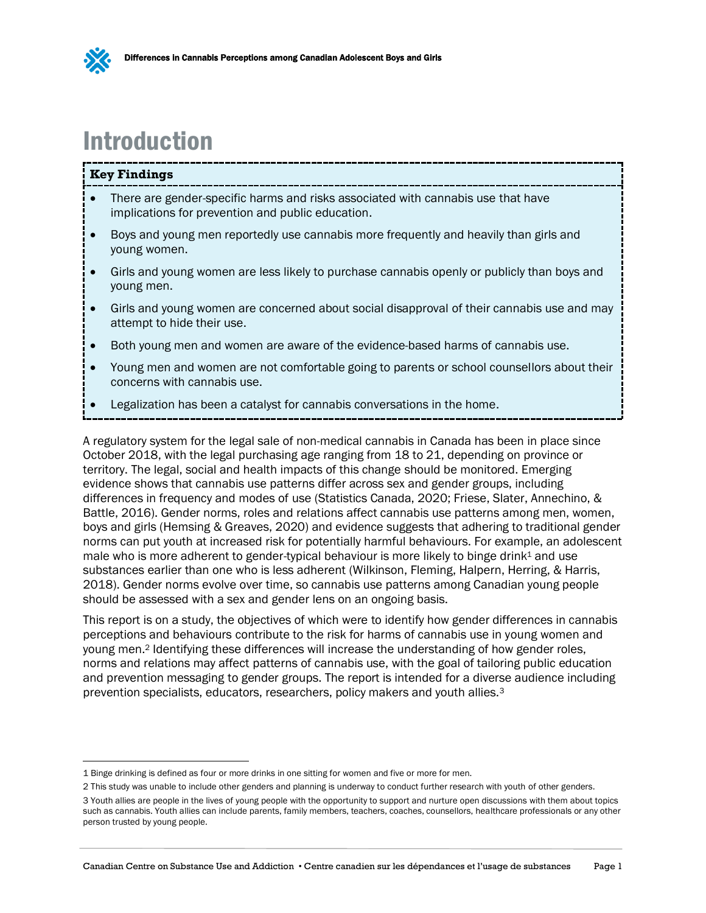# Introduction

**Key Findings**

- There are gender-specific harms and risks associated with cannabis use that have implications for prevention and public education.
- Boys and young men reportedly use cannabis more frequently and heavily than girls and young women.
- Girls and young women are less likely to purchase cannabis openly or publicly than boys and young men.
- Girls and young women are concerned about social disapproval of their cannabis use and may attempt to hide their use.
- Both young men and women are aware of the evidence-based harms of cannabis use.
- Young men and women are not comfortable going to parents or school counsellors about their concerns with cannabis use.
- Legalization has been a catalyst for cannabis conversations in the home.

A regulatory system for the legal sale of non-medical cannabis in Canada has been in place since October 2018, with the legal purchasing age ranging from 18 to 21, depending on province or territory. The legal, social and health impacts of this change should be monitored. Emerging evidence shows that cannabis use patterns differ across sex and gender groups, including differences in frequency and modes of use (Statistics Canada, 2020; Friese, Slater, Annechino, & Battle, 2016). Gender norms, roles and relations affect cannabis use patterns among men, women, boys and girls (Hemsing & Greaves, 2020) and evidence suggests that adhering to traditional gender norms can put youth at increased risk for potentially harmful behaviours. For example, an adolescent male who is more adherent to gender-typical behaviour is more likely to binge drink[1] and use substances earlier than one who is less adherent (Wilkinson, Fleming, Halpern, Herring, & Harris, 2018). Gender norms evolve over time, so cannabis use patterns among Canadian young people should be assessed with a sex and gender lens on an ongoing basis.

This report is on a study, the objectives of which were to identify how gender differences in cannabis perceptions and behaviours contribute to the risk for harms of cannabis use in young women and young men.[2] Identifying these differences will increase the understanding of how gender roles, norms and relations may affect patterns of cannabis use, with the goal of tailoring public education and prevention messaging to gender groups. The report is intended for a diverse audience including prevention specialists, educators, researchers, policy makers and youth allies.[3]

---

1 Binge drinking is defined as four or more drinks in one sitting for women and five or more for men.

2 This study was unable to include other genders and planning is underway to conduct further research with youth of other genders.

3 Youth allies are people in the lives of young people with the opportunity to support and nurture open discussions with them about topics such as cannabis. Youth allies can include parents, family members, teachers, coaches, counsellors, healthcare professionals or any other person trusted by young people.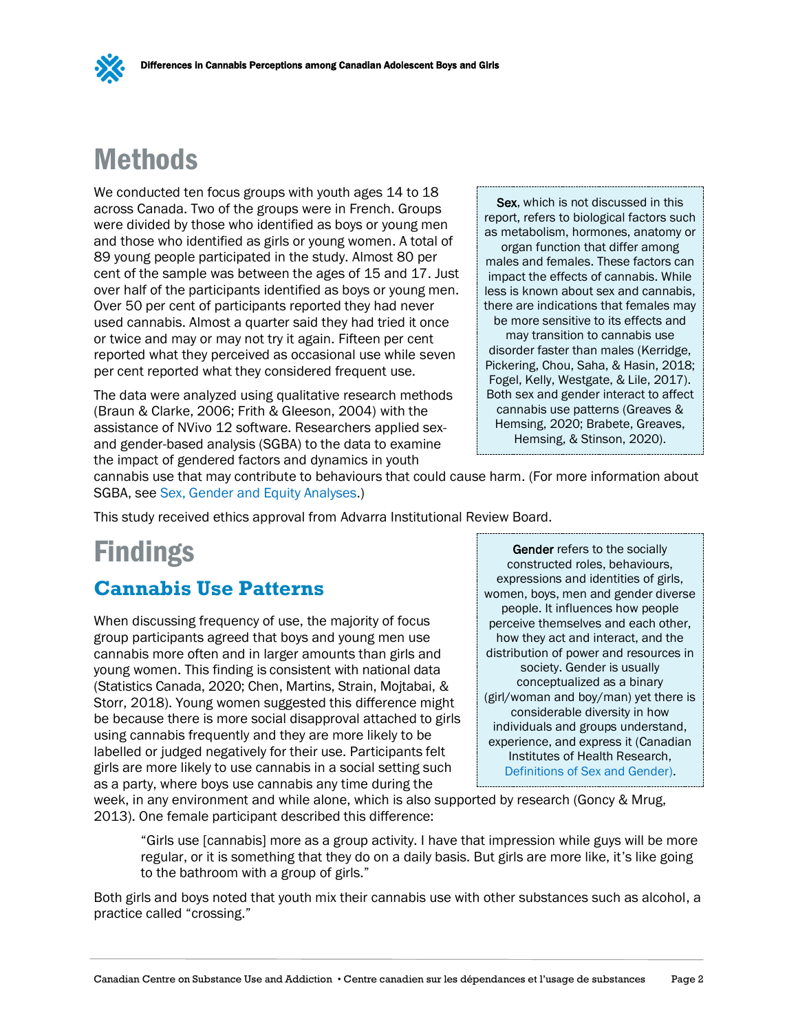# Methods

We conducted ten focus groups with youth ages 14 to 18 across Canada. Two of the groups were in French. Groups were divided by those who identified as boys or young men and those who identified as girls or young women. A total of 89 young people participated in the study. Almost 80 per cent of the sample was between the ages of 15 and 17. Just over half of the participants identified as boys or young men. Over 50 per cent of participants reported they had never used cannabis. Almost a quarter said they had tried it once or twice and may or may not try it again. Fifteen per cent reported what they perceived as occasional use while seven per cent reported what they considered frequent use.

> **Sex**, which is not discussed in this report, refers to biological factors such as metabolism, hormones, anatomy or organ function that differ among males and females. These factors can impact the effects of cannabis. While less is known about sex and cannabis, there are indications that females may be more sensitive to its effects and may transition to cannabis use disorder faster than males (Kerridge, Pickering, Chou, Saha, & Hasin, 2018; Fogel, Kelly, Westgate, & Lile, 2017). Both sex and gender interact to affect cannabis use patterns (Greaves & Hemsing, 2020; Brabete, Greaves, Hemsing, & Stinson, 2020).

The data were analyzed using qualitative research methods (Braun & Clarke, 2006; Frith & Gleeson, 2004) with the assistance of NVivo 12 software. Researchers applied sex- and gender-based analysis (SGBA) to the data to examine the impact of gendered factors and dynamics in youth cannabis use that may contribute to behaviours that could cause harm. (For more information about SGBA, see Sex, Gender and Equity Analyses.)

This study received ethics approval from Advarra Institutional Review Board.

# Findings

## Cannabis Use Patterns

> **Gender** refers to the socially constructed roles, behaviours, expressions and identities of girls, women, boys, men and gender diverse people. It influences how people perceive themselves and each other, how they act and interact, and the distribution of power and resources in society. Gender is usually conceptualized as a binary (girl/woman and boy/man) yet there is considerable diversity in how individuals and groups understand, experience, and express it (Canadian Institutes of Health Research, Definitions of Sex and Gender).

When discussing frequency of use, the majority of focus group participants agreed that boys and young men use cannabis more often and in larger amounts than girls and young women. This finding is consistent with national data (Statistics Canada, 2020; Chen, Martins, Strain, Mojtabai, & Storr, 2018). Young women suggested this difference might be because there is more social disapproval attached to girls using cannabis frequently and they are more likely to be labelled or judged negatively for their use. Participants felt girls are more likely to use cannabis in a social setting such as a party, where boys use cannabis any time during the week, in any environment and while alone, which is also supported by research (Goncy & Mrug, 2013). One female participant described this difference:

> "Girls use [cannabis] more as a group activity. I have that impression while guys will be more regular, or it is something that they do on a daily basis. But girls are more like, it's like going to the bathroom with a group of girls."

Both girls and boys noted that youth mix their cannabis use with other substances such as alcohol, a practice called "crossing."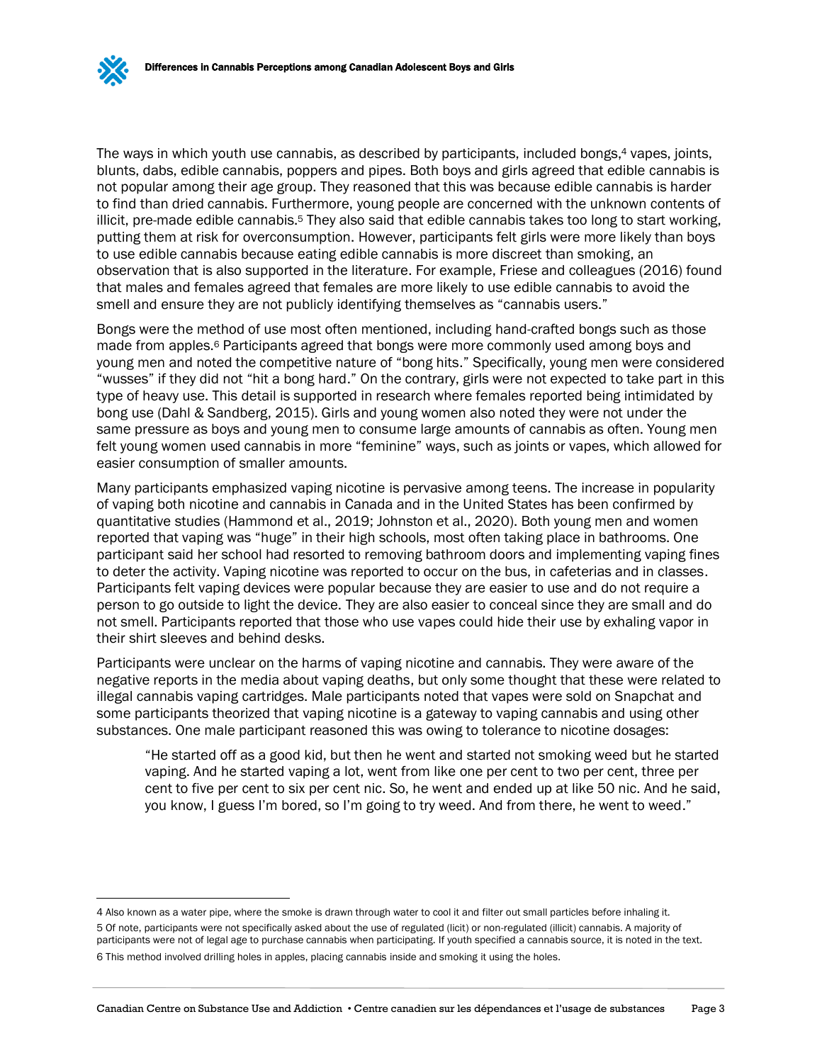The ways in which youth use cannabis, as described by participants, included bongs,[4] vapes, joints, blunts, dabs, edible cannabis, poppers and pipes. Both boys and girls agreed that edible cannabis is not popular among their age group. They reasoned that this was because edible cannabis is harder to find than dried cannabis. Furthermore, young people are concerned with the unknown contents of illicit, pre-made edible cannabis.[5] They also said that edible cannabis takes too long to start working, putting them at risk for overconsumption. However, participants felt girls were more likely than boys to use edible cannabis because eating edible cannabis is more discreet than smoking, an observation that is also supported in the literature. For example, Friese and colleagues (2016) found that males and females agreed that females are more likely to use edible cannabis to avoid the smell and ensure they are not publicly identifying themselves as "cannabis users."

Bongs were the method of use most often mentioned, including hand-crafted bongs such as those made from apples.[6] Participants agreed that bongs were more commonly used among boys and young men and noted the competitive nature of "bong hits." Specifically, young men were considered "wusses" if they did not "hit a bong hard." On the contrary, girls were not expected to take part in this type of heavy use. This detail is supported in research where females reported being intimidated by bong use (Dahl & Sandberg, 2015). Girls and young women also noted they were not under the same pressure as boys and young men to consume large amounts of cannabis as often. Young men felt young women used cannabis in more "feminine" ways, such as joints or vapes, which allowed for easier consumption of smaller amounts.

Many participants emphasized vaping nicotine is pervasive among teens. The increase in popularity of vaping both nicotine and cannabis in Canada and in the United States has been confirmed by quantitative studies (Hammond et al., 2019; Johnston et al., 2020). Both young men and women reported that vaping was "huge" in their high schools, most often taking place in bathrooms. One participant said her school had resorted to removing bathroom doors and implementing vaping fines to deter the activity. Vaping nicotine was reported to occur on the bus, in cafeterias and in classes. Participants felt vaping devices were popular because they are easier to use and do not require a person to go outside to light the device. They are also easier to conceal since they are small and do not smell. Participants reported that those who use vapes could hide their use by exhaling vapor in their shirt sleeves and behind desks.

Participants were unclear on the harms of vaping nicotine and cannabis. They were aware of the negative reports in the media about vaping deaths, but only some thought that these were related to illegal cannabis vaping cartridges. Male participants noted that vapes were sold on Snapchat and some participants theorized that vaping nicotine is a gateway to vaping cannabis and using other substances. One male participant reasoned this was owing to tolerance to nicotine dosages:

> "He started off as a good kid, but then he went and started not smoking weed but he started vaping. And he started vaping a lot, went from like one per cent to two per cent, three per cent to five per cent to six per cent nic. So, he went and ended up at like 50 nic. And he said, you know, I guess I'm bored, so I'm going to try weed. And from there, he went to weed."

---

4 Also known as a water pipe, where the smoke is drawn through water to cool it and filter out small particles before inhaling it.

5 Of note, participants were not specifically asked about the use of regulated (licit) or non-regulated (illicit) cannabis. A majority of participants were not of legal age to purchase cannabis when participating. If youth specified a cannabis source, it is noted in the text.

6 This method involved drilling holes in apples, placing cannabis inside and smoking it using the holes.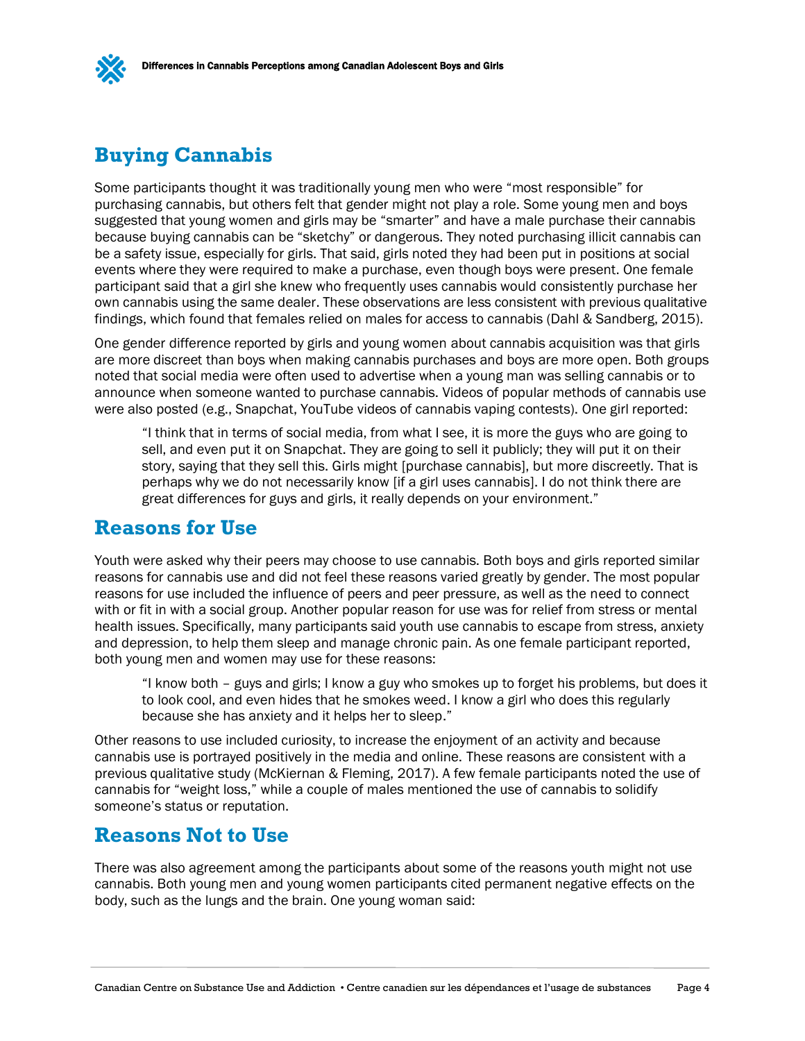## Buying Cannabis

Some participants thought it was traditionally young men who were "most responsible" for purchasing cannabis, but others felt that gender might not play a role. Some young men and boys suggested that young women and girls may be "smarter" and have a male purchase their cannabis because buying cannabis can be "sketchy" or dangerous. They noted purchasing illicit cannabis can be a safety issue, especially for girls. That said, girls noted they had been put in positions at social events where they were required to make a purchase, even though boys were present. One female participant said that a girl she knew who frequently uses cannabis would consistently purchase her own cannabis using the same dealer. These observations are less consistent with previous qualitative findings, which found that females relied on males for access to cannabis (Dahl & Sandberg, 2015).

One gender difference reported by girls and young women about cannabis acquisition was that girls are more discreet than boys when making cannabis purchases and boys are more open. Both groups noted that social media were often used to advertise when a young man was selling cannabis or to announce when someone wanted to purchase cannabis. Videos of popular methods of cannabis use were also posted (e.g., Snapchat, YouTube videos of cannabis vaping contests). One girl reported:

> "I think that in terms of social media, from what I see, it is more the guys who are going to sell, and even put it on Snapchat. They are going to sell it publicly; they will put it on their story, saying that they sell this. Girls might [purchase cannabis], but more discreetly. That is perhaps why we do not necessarily know [if a girl uses cannabis]. I do not think there are great differences for guys and girls, it really depends on your environment."

## Reasons for Use

Youth were asked why their peers may choose to use cannabis. Both boys and girls reported similar reasons for cannabis use and did not feel these reasons varied greatly by gender. The most popular reasons for use included the influence of peers and peer pressure, as well as the need to connect with or fit in with a social group. Another popular reason for use was for relief from stress or mental health issues. Specifically, many participants said youth use cannabis to escape from stress, anxiety and depression, to help them sleep and manage chronic pain. As one female participant reported, both young men and women may use for these reasons:

> "I know both – guys and girls; I know a guy who smokes up to forget his problems, but does it to look cool, and even hides that he smokes weed. I know a girl who does this regularly because she has anxiety and it helps her to sleep."

Other reasons to use included curiosity, to increase the enjoyment of an activity and because cannabis use is portrayed positively in the media and online. These reasons are consistent with a previous qualitative study (McKiernan & Fleming, 2017). A few female participants noted the use of cannabis for "weight loss," while a couple of males mentioned the use of cannabis to solidify someone's status or reputation.

## Reasons Not to Use

There was also agreement among the participants about some of the reasons youth might not use cannabis. Both young men and young women participants cited permanent negative effects on the body, such as the lungs and the brain. One young woman said: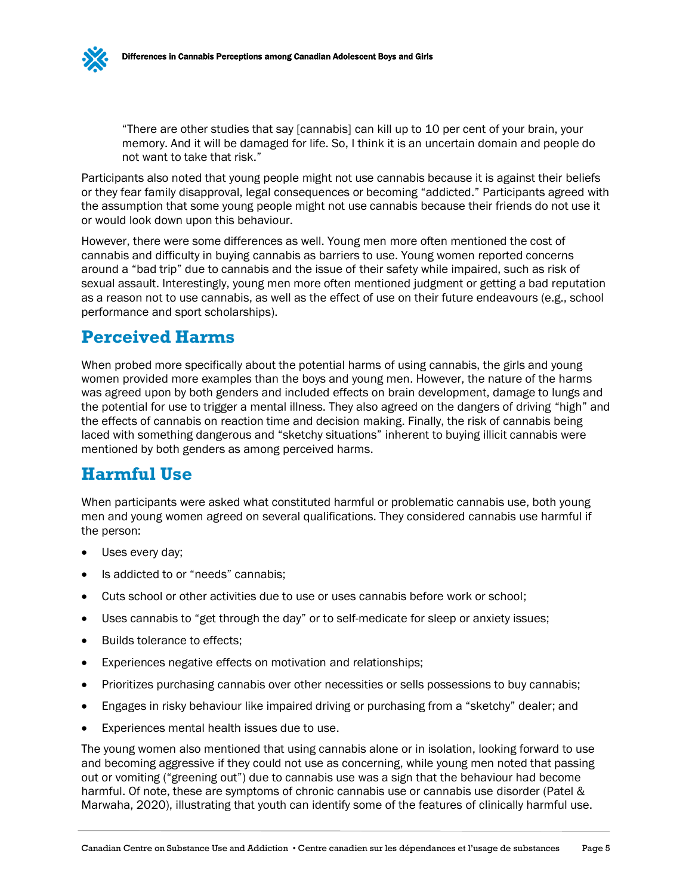> “There are other studies that say [cannabis] can kill up to 10 per cent of your brain, your memory. And it will be damaged for life. So, I think it is an uncertain domain and people do not want to take that risk.”

Participants also noted that young people might not use cannabis because it is against their beliefs or they fear family disapproval, legal consequences or becoming “addicted.” Participants agreed with the assumption that some young people might not use cannabis because their friends do not use it or would look down upon this behaviour.

However, there were some differences as well. Young men more often mentioned the cost of cannabis and difficulty in buying cannabis as barriers to use. Young women reported concerns around a “bad trip” due to cannabis and the issue of their safety while impaired, such as risk of sexual assault. Interestingly, young men more often mentioned judgment or getting a bad reputation as a reason not to use cannabis, as well as the effect of use on their future endeavours (e.g., school performance and sport scholarships).

## Perceived Harms

When probed more specifically about the potential harms of using cannabis, the girls and young women provided more examples than the boys and young men. However, the nature of the harms was agreed upon by both genders and included effects on brain development, damage to lungs and the potential for use to trigger a mental illness. They also agreed on the dangers of driving “high” and the effects of cannabis on reaction time and decision making. Finally, the risk of cannabis being laced with something dangerous and “sketchy situations” inherent to buying illicit cannabis were mentioned by both genders as among perceived harms.

## Harmful Use

When participants were asked what constituted harmful or problematic cannabis use, both young men and young women agreed on several qualifications. They considered cannabis use harmful if the person:

- Uses every day;
- Is addicted to or “needs” cannabis;
- Cuts school or other activities due to use or uses cannabis before work or school;
- Uses cannabis to “get through the day” or to self-medicate for sleep or anxiety issues;
- Builds tolerance to effects;
- Experiences negative effects on motivation and relationships;
- Prioritizes purchasing cannabis over other necessities or sells possessions to buy cannabis;
- Engages in risky behaviour like impaired driving or purchasing from a “sketchy” dealer; and
- Experiences mental health issues due to use.

The young women also mentioned that using cannabis alone or in isolation, looking forward to use and becoming aggressive if they could not use as concerning, while young men noted that passing out or vomiting (“greening out”) due to cannabis use was a sign that the behaviour had become harmful. Of note, these are symptoms of chronic cannabis use or cannabis use disorder (Patel & Marwaha, 2020), illustrating that youth can identify some of the features of clinically harmful use.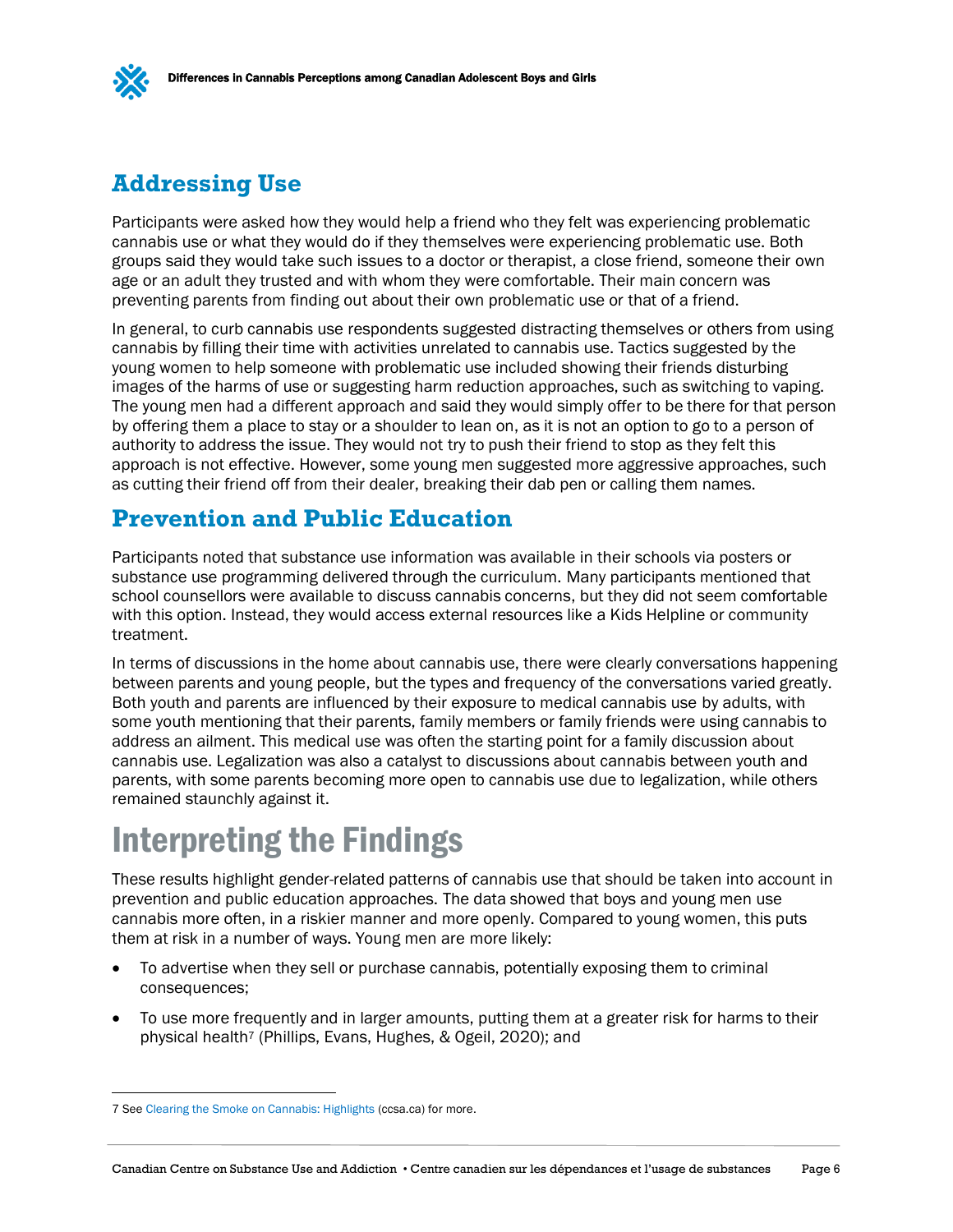## Addressing Use

Participants were asked how they would help a friend who they felt was experiencing problematic cannabis use or what they would do if they themselves were experiencing problematic use. Both groups said they would take such issues to a doctor or therapist, a close friend, someone their own age or an adult they trusted and with whom they were comfortable. Their main concern was preventing parents from finding out about their own problematic use or that of a friend.

In general, to curb cannabis use respondents suggested distracting themselves or others from using cannabis by filling their time with activities unrelated to cannabis use. Tactics suggested by the young women to help someone with problematic use included showing their friends disturbing images of the harms of use or suggesting harm reduction approaches, such as switching to vaping. The young men had a different approach and said they would simply offer to be there for that person by offering them a place to stay or a shoulder to lean on, as it is not an option to go to a person of authority to address the issue. They would not try to push their friend to stop as they felt this approach is not effective. However, some young men suggested more aggressive approaches, such as cutting their friend off from their dealer, breaking their dab pen or calling them names.

## Prevention and Public Education

Participants noted that substance use information was available in their schools via posters or substance use programming delivered through the curriculum. Many participants mentioned that school counsellors were available to discuss cannabis concerns, but they did not seem comfortable with this option. Instead, they would access external resources like a Kids Helpline or community treatment.

In terms of discussions in the home about cannabis use, there were clearly conversations happening between parents and young people, but the types and frequency of the conversations varied greatly. Both youth and parents are influenced by their exposure to medical cannabis use by adults, with some youth mentioning that their parents, family members or family friends were using cannabis to address an ailment. This medical use was often the starting point for a family discussion about cannabis use. Legalization was also a catalyst to discussions about cannabis between youth and parents, with some parents becoming more open to cannabis use due to legalization, while others remained staunchly against it.

# Interpreting the Findings

These results highlight gender-related patterns of cannabis use that should be taken into account in prevention and public education approaches. The data showed that boys and young men use cannabis more often, in a riskier manner and more openly. Compared to young women, this puts them at risk in a number of ways. Young men are more likely:

- To advertise when they sell or purchase cannabis, potentially exposing them to criminal consequences;
- To use more frequently and in larger amounts, putting them at a greater risk for harms to their physical health[7] (Phillips, Evans, Hughes, & Ogeil, 2020); and

[7] See Clearing the Smoke on Cannabis: Highlights (ccsa.ca) for more.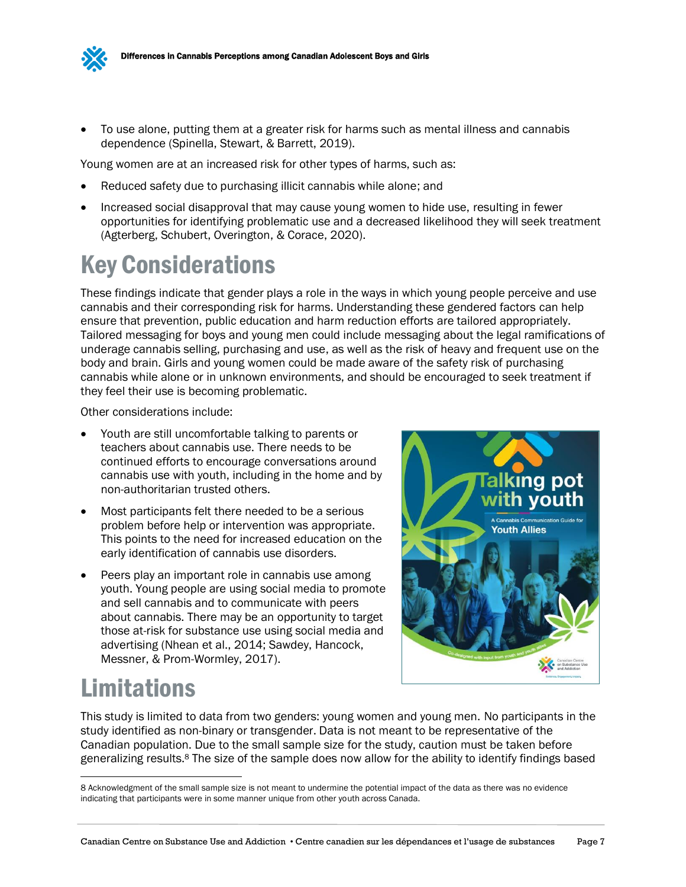- To use alone, putting them at a greater risk for harms such as mental illness and cannabis dependence (Spinella, Stewart, & Barrett, 2019).

Young women are at an increased risk for other types of harms, such as:

- Reduced safety due to purchasing illicit cannabis while alone; and
- Increased social disapproval that may cause young women to hide use, resulting in fewer opportunities for identifying problematic use and a decreased likelihood they will seek treatment (Agterberg, Schubert, Overington, & Corace, 2020).

# Key Considerations

These findings indicate that gender plays a role in the ways in which young people perceive and use cannabis and their corresponding risk for harms. Understanding these gendered factors can help ensure that prevention, public education and harm reduction efforts are tailored appropriately. Tailored messaging for boys and young men could include messaging about the legal ramifications of underage cannabis selling, purchasing and use, as well as the risk of heavy and frequent use on the body and brain. Girls and young women could be made aware of the safety risk of purchasing cannabis while alone or in unknown environments, and should be encouraged to seek treatment if they feel their use is becoming problematic.

Other considerations include:

- Youth are still uncomfortable talking to parents or teachers about cannabis use. There needs to be continued efforts to encourage conversations around cannabis use with youth, including in the home and by non-authoritarian trusted others.
- Most participants felt there needed to be a serious problem before help or intervention was appropriate. This points to the need for increased education on the early identification of cannabis use disorders.
- Peers play an important role in cannabis use among youth. Young people are using social media to promote and sell cannabis and to communicate with peers about cannabis. There may be an opportunity to target those at-risk for substance use using social media and advertising (Nhean et al., 2014; Sawdey, Hancock, Messner, & Prom-Wormley, 2017).

# Limitations

This study is limited to data from two genders: young women and young men. No participants in the study identified as non-binary or transgender. Data is not meant to be representative of the Canadian population. Due to the small sample size for the study, caution must be taken before generalizing results.[8] The size of the sample does now allow for the ability to identify findings based

[8] Acknowledgment of the small sample size is not meant to undermine the potential impact of the data as there was no evidence indicating that participants were in some manner unique from other youth across Canada.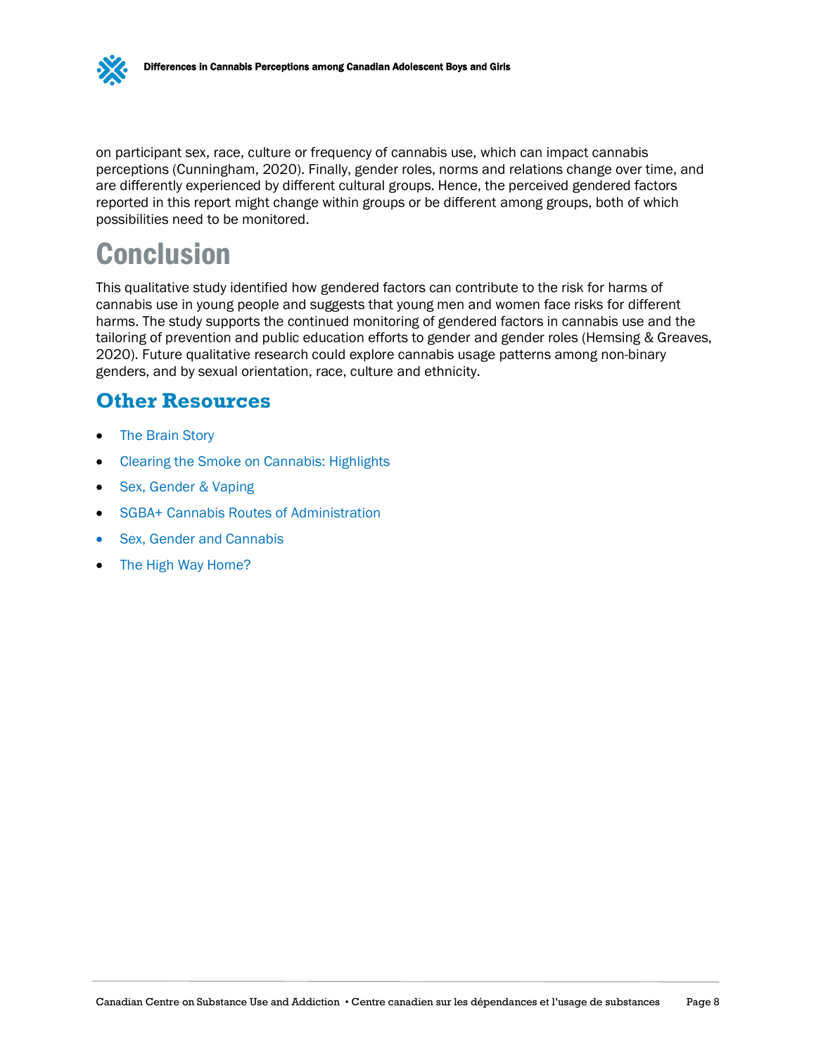on participant sex, race, culture or frequency of cannabis use, which can impact cannabis perceptions (Cunningham, 2020). Finally, gender roles, norms and relations change over time, and are differently experienced by different cultural groups. Hence, the perceived gendered factors reported in this report might change within groups or be different among groups, both of which possibilities need to be monitored.

# Conclusion

This qualitative study identified how gendered factors can contribute to the risk for harms of cannabis use in young people and suggests that young men and women face risks for different harms. The study supports the continued monitoring of gendered factors in cannabis use and the tailoring of prevention and public education efforts to gender and gender roles (Hemsing & Greaves, 2020). Future qualitative research could explore cannabis usage patterns among non-binary genders, and by sexual orientation, race, culture and ethnicity.

## Other Resources

- The Brain Story
- Clearing the Smoke on Cannabis: Highlights
- Sex, Gender & Vaping
- SGBA+ Cannabis Routes of Administration
- Sex, Gender and Cannabis
- The High Way Home?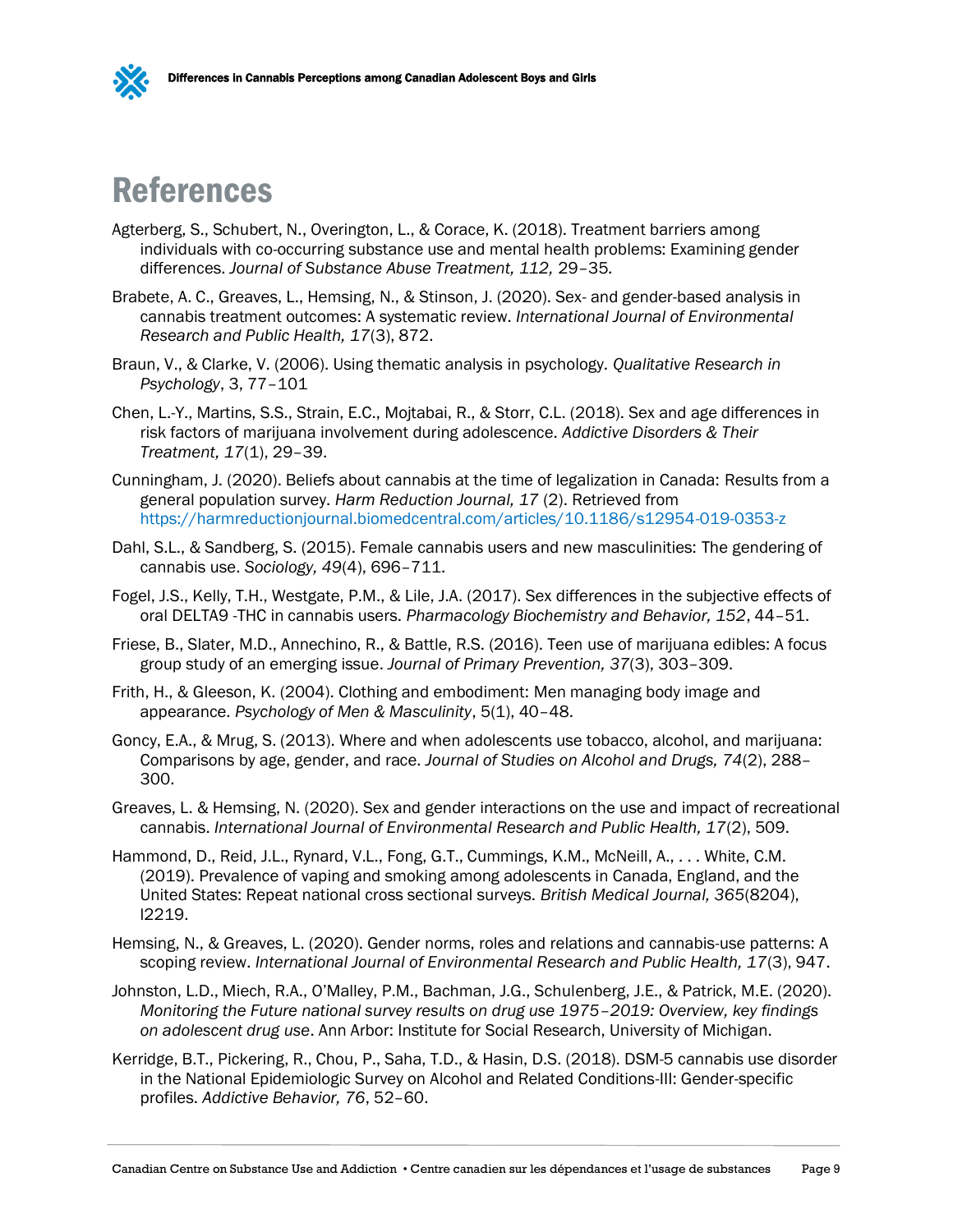# References

Agterberg, S., Schubert, N., Overington, L., & Corace, K. (2018). Treatment barriers among individuals with co-occurring substance use and mental health problems: Examining gender differences. *Journal of Substance Abuse Treatment, 112,* 29–35.

Brabete, A. C., Greaves, L., Hemsing, N., & Stinson, J. (2020). Sex- and gender-based analysis in cannabis treatment outcomes: A systematic review. *International Journal of Environmental Research and Public Health, 17*(3), 872.

Braun, V., & Clarke, V. (2006). Using thematic analysis in psychology. *Qualitative Research in Psychology*, 3, 77–101

Chen, L.-Y., Martins, S.S., Strain, E.C., Mojtabai, R., & Storr, C.L. (2018). Sex and age differences in risk factors of marijuana involvement during adolescence. *Addictive Disorders & Their Treatment, 17*(1), 29–39.

Cunningham, J. (2020). Beliefs about cannabis at the time of legalization in Canada: Results from a general population survey. *Harm Reduction Journal, 17* (2). Retrieved from https://harmreductionjournal.biomedcentral.com/articles/10.1186/s12954-019-0353-z

Dahl, S.L., & Sandberg, S. (2015). Female cannabis users and new masculinities: The gendering of cannabis use. *Sociology, 49*(4), 696–711.

Fogel, J.S., Kelly, T.H., Westgate, P.M., & Lile, J.A. (2017). Sex differences in the subjective effects of oral DELTA9 -THC in cannabis users. *Pharmacology Biochemistry and Behavior, 152*, 44–51.

Friese, B., Slater, M.D., Annechino, R., & Battle, R.S. (2016). Teen use of marijuana edibles: A focus group study of an emerging issue. *Journal of Primary Prevention, 37*(3), 303–309.

Frith, H., & Gleeson, K. (2004). Clothing and embodiment: Men managing body image and appearance. *Psychology of Men & Masculinity*, 5(1), 40–48.

Goncy, E.A., & Mrug, S. (2013). Where and when adolescents use tobacco, alcohol, and marijuana: Comparisons by age, gender, and race. *Journal of Studies on Alcohol and Drugs, 74*(2), 288–300.

Greaves, L. & Hemsing, N. (2020). Sex and gender interactions on the use and impact of recreational cannabis. *International Journal of Environmental Research and Public Health, 17*(2), 509.

Hammond, D., Reid, J.L., Rynard, V.L., Fong, G.T., Cummings, K.M., McNeill, A., . . . White, C.M. (2019). Prevalence of vaping and smoking among adolescents in Canada, England, and the United States: Repeat national cross sectional surveys. *British Medical Journal, 365*(8204), l2219.

Hemsing, N., & Greaves, L. (2020). Gender norms, roles and relations and cannabis-use patterns: A scoping review. *International Journal of Environmental Research and Public Health, 17*(3), 947.

Johnston, L.D., Miech, R.A., O'Malley, P.M., Bachman, J.G., Schulenberg, J.E., & Patrick, M.E. (2020). *Monitoring the Future national survey results on drug use 1975–2019: Overview, key findings on adolescent drug use*. Ann Arbor: Institute for Social Research, University of Michigan.

Kerridge, B.T., Pickering, R., Chou, P., Saha, T.D., & Hasin, D.S. (2018). DSM-5 cannabis use disorder in the National Epidemiologic Survey on Alcohol and Related Conditions-III: Gender-specific profiles. *Addictive Behavior, 76*, 52–60.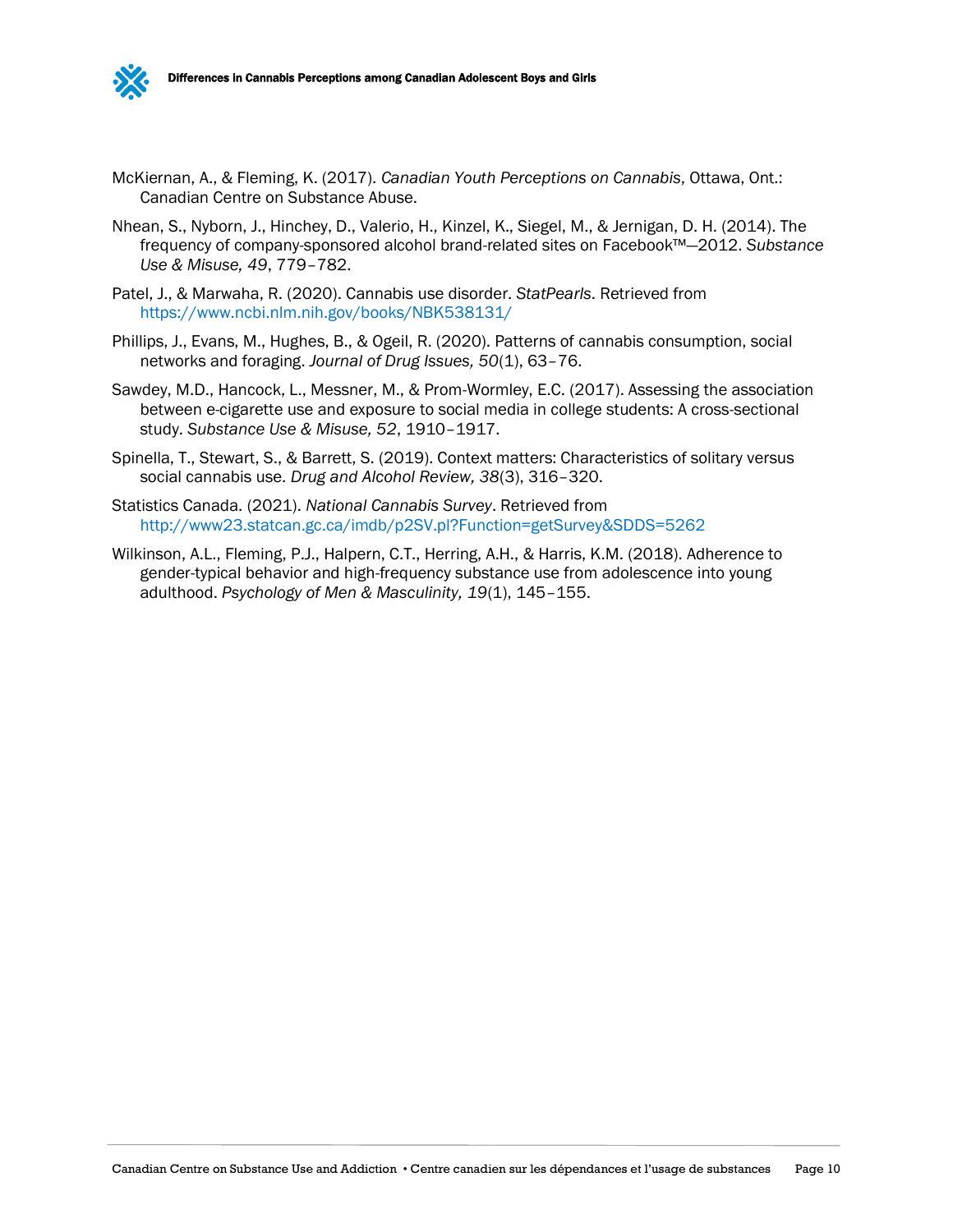McKiernan, A., & Fleming, K. (2017). *Canadian Youth Perceptions on Cannabis*, Ottawa, Ont.: Canadian Centre on Substance Abuse.

Nhean, S., Nyborn, J., Hinchey, D., Valerio, H., Kinzel, K., Siegel, M., & Jernigan, D. H. (2014). The frequency of company-sponsored alcohol brand-related sites on Facebook™—2012. *Substance Use & Misuse, 49*, 779–782.

Patel, J., & Marwaha, R. (2020). Cannabis use disorder. *StatPearls*. Retrieved from https://www.ncbi.nlm.nih.gov/books/NBK538131/

Phillips, J., Evans, M., Hughes, B., & Ogeil, R. (2020). Patterns of cannabis consumption, social networks and foraging. *Journal of Drug Issues, 50*(1), 63–76.

Sawdey, M.D., Hancock, L., Messner, M., & Prom-Wormley, E.C. (2017). Assessing the association between e-cigarette use and exposure to social media in college students: A cross-sectional study. *Substance Use & Misuse, 52*, 1910–1917.

Spinella, T., Stewart, S., & Barrett, S. (2019). Context matters: Characteristics of solitary versus social cannabis use. *Drug and Alcohol Review, 38*(3), 316–320.

Statistics Canada. (2021). *National Cannabis Survey*. Retrieved from http://www23.statcan.gc.ca/imdb/p2SV.pl?Function=getSurvey&SDDS=5262

Wilkinson, A.L., Fleming, P.J., Halpern, C.T., Herring, A.H., & Harris, K.M. (2018). Adherence to gender-typical behavior and high-frequency substance use from adolescence into young adulthood. *Psychology of Men & Masculinity, 19*(1), 145–155.